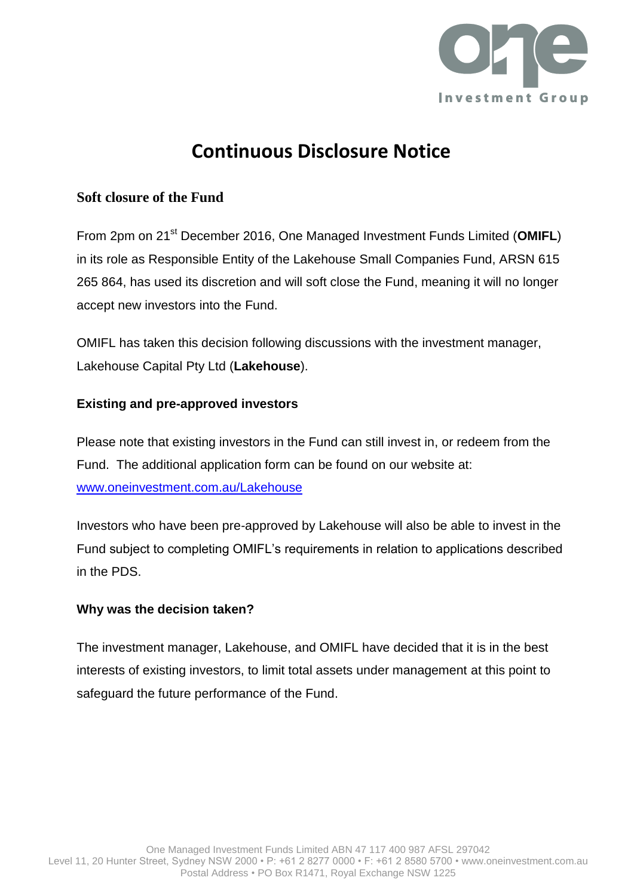# Continuous Disclosure Notice

## Soft closure of the Fund

From 2pm on 21st December 2016, One Managed Investment Funds Limited (**OMIFL**) in its role as Responsible Entity of the Lakehouse Small Companies Fund, ARSN 615 265 864, has used its discretion and will soft close the Fund, meaning it will no longer accept new investors into the Fund.

OMIFL has taken this decision following discussions with the investment manager, Lakehouse Capital Pty Ltd (**Lakehouse**).

### Existing and pre-approved investors

Please note that existing investors in the Fund can still invest in, or redeem from the Fund. The additional application form can be found on our website at: [www.oneinvestment.com.au/Lakehouse](http://www.oneinvestment.com.au/Lakehouse)

Investors who have been pre-approved by Lakehouse will also be able to invest in the Fund subject to completing OMIFL's requirements in relation to applications described in the PDS.

### Why was the decision taken?

The investment manager, Lakehouse, and OMIFL have decided that it is in the best interests of existing investors, to limit total assets under management at this point to safeguard the future performance of the Fund.

One Managed Investment Funds Limited ABN 47 117 400 987 AFSL 297042
Level 11, 20 Hunter Street, Sydney NSW 2000 • P: +61 2 8277 0000 • F: +61 2 8580 5700 • www.oneinvestment.com.au
Postal Address • PO Box R1471, Royal Exchange NSW 1225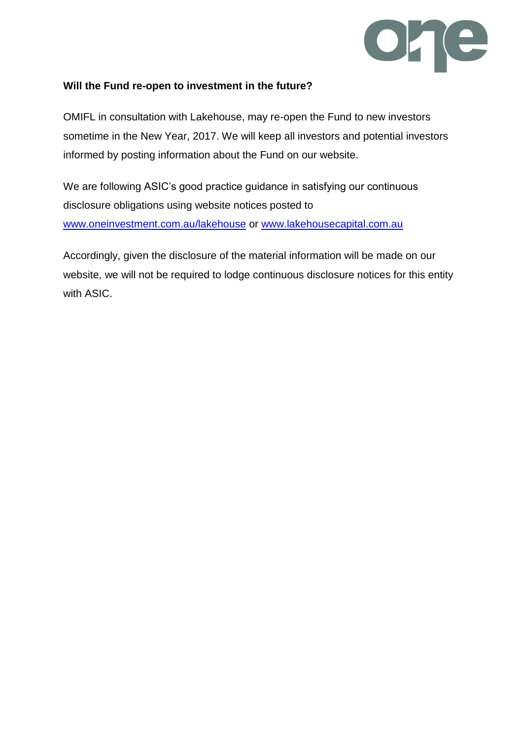**Will the Fund re-open to investment in the future?**

OMIFL in consultation with Lakehouse, may re-open the Fund to new investors sometime in the New Year, 2017. We will keep all investors and potential investors informed by posting information about the Fund on our website.

We are following ASIC's good practice guidance in satisfying our continuous disclosure obligations using website notices posted to [www.oneinvestment.com.au/lakehouse](http://www.oneinvestment.com.au/lakehouse) or [www.lakehousecapital.com.au](http://www.lakehousecapital.com.au)

Accordingly, given the disclosure of the material information will be made on our website, we will not be required to lodge continuous disclosure notices for this entity with ASIC.